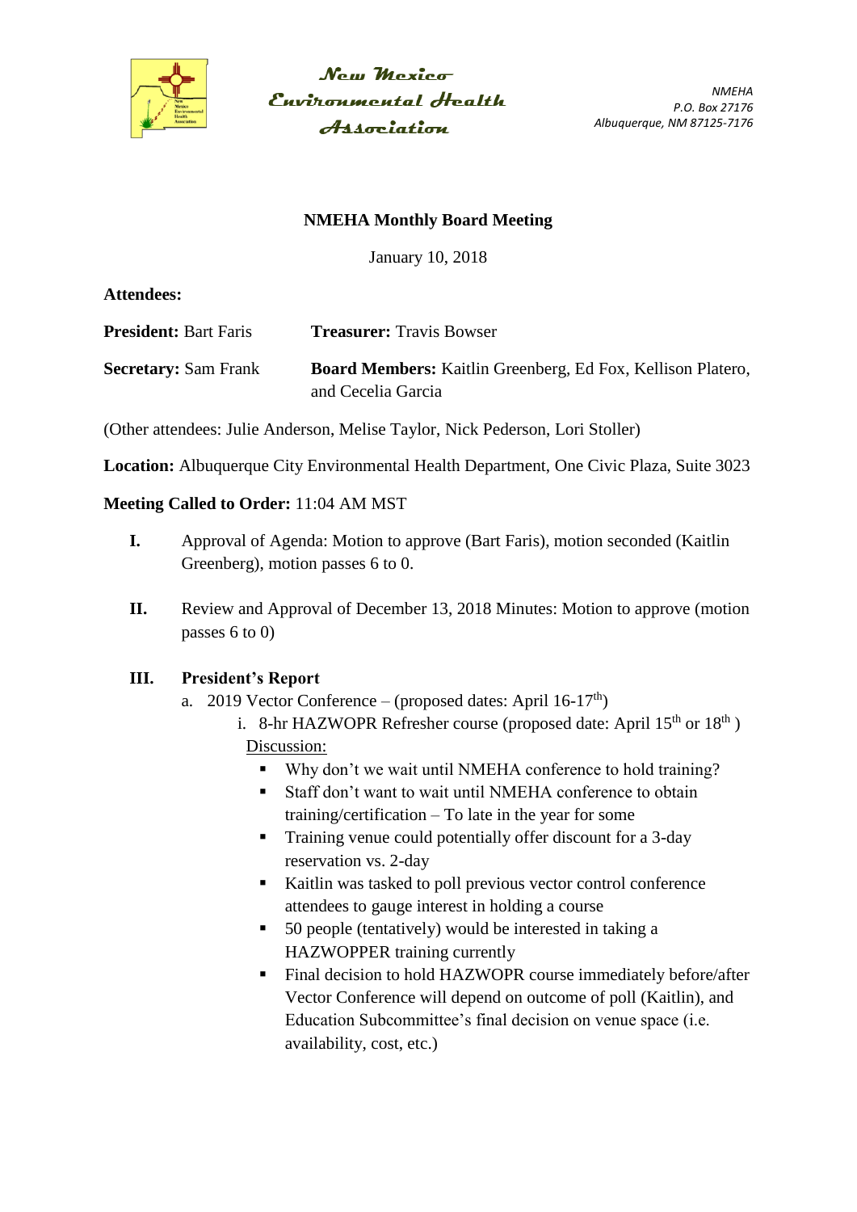**New Mexico Environmental Health Association**

*NMEHA*
*P.O. Box 27176*
*Albuquerque, NM 87125-7176*

**NMEHA Monthly Board Meeting**

January 10, 2018

**Attendees:**

**President:** Bart Faris

**Treasurer:** Travis Bowser

**Secretary:** Sam Frank

**Board Members:** Kaitlin Greenberg, Ed Fox, Kellison Platero, and Cecelia Garcia

(Other attendees: Julie Anderson, Melise Taylor, Nick Pederson, Lori Stoller)

**Location:** Albuquerque City Environmental Health Department, One Civic Plaza, Suite 3023

**Meeting Called to Order:** 11:04 AM MST

**I.** Approval of Agenda: Motion to approve (Bart Faris), motion seconded (Kaitlin Greenberg), motion passes 6 to 0.

**II.** Review and Approval of December 13, 2018 Minutes: Motion to approve (motion passes 6 to 0)

**III. President's Report**

a. 2019 Vector Conference – (proposed dates: April 16-17th)

  i. 8-hr HAZWOPR Refresher course (proposed date: April 15th or 18th )

  Discussion:

  - Why don't we wait until NMEHA conference to hold training?
  - Staff don't want to wait until NMEHA conference to obtain training/certification – To late in the year for some
  - Training venue could potentially offer discount for a 3-day reservation vs. 2-day
  - Kaitlin was tasked to poll previous vector control conference attendees to gauge interest in holding a course
  - 50 people (tentatively) would be interested in taking a HAZWOPPER training currently
  - Final decision to hold HAZWOPR course immediately before/after Vector Conference will depend on outcome of poll (Kaitlin), and Education Subcommittee's final decision on venue space (i.e. availability, cost, etc.)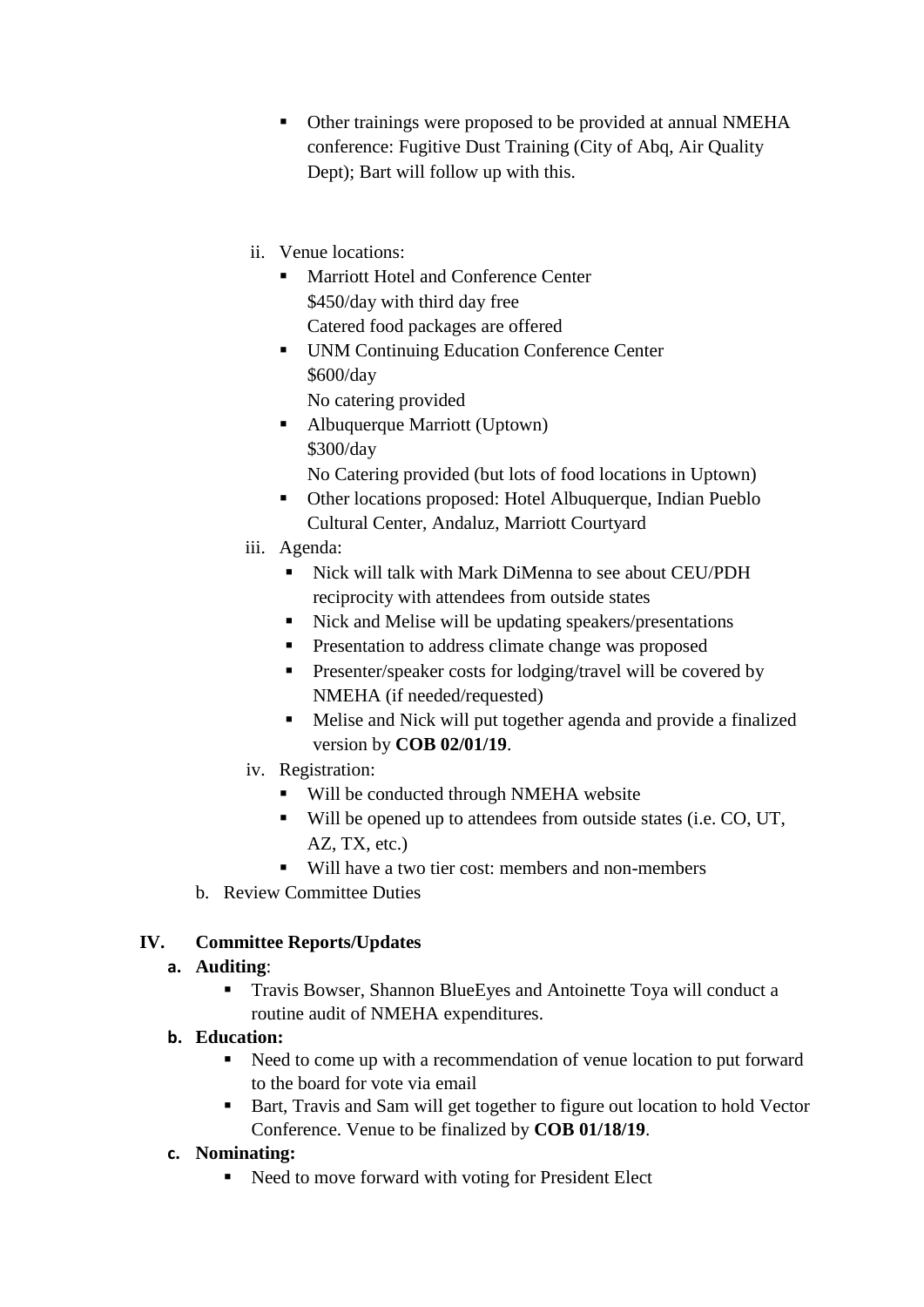- Other trainings were proposed to be provided at annual NMEHA conference: Fugitive Dust Training (City of Abq, Air Quality Dept); Bart will follow up with this.

ii. Venue locations:
   - Marriott Hotel and Conference Center
     $450/day with third day free
     Catered food packages are offered
   - UNM Continuing Education Conference Center
     $600/day
     No catering provided
   - Albuquerque Marriott (Uptown)
     $300/day
     No Catering provided (but lots of food locations in Uptown)
   - Other locations proposed: Hotel Albuquerque, Indian Pueblo Cultural Center, Andaluz, Marriott Courtyard

iii. Agenda:
   - Nick will talk with Mark DiMenna to see about CEU/PDH reciprocity with attendees from outside states
   - Nick and Melise will be updating speakers/presentations
   - Presentation to address climate change was proposed
   - Presenter/speaker costs for lodging/travel will be covered by NMEHA (if needed/requested)
   - Melise and Nick will put together agenda and provide a finalized version by **COB 02/01/19**.

iv. Registration:
   - Will be conducted through NMEHA website
   - Will be opened up to attendees from outside states (i.e. CO, UT, AZ, TX, etc.)
   - Will have a two tier cost: members and non-members

b. Review Committee Duties

## IV. Committee Reports/Updates

**a. Auditing**:
- Travis Bowser, Shannon BlueEyes and Antoinette Toya will conduct a routine audit of NMEHA expenditures.

**b. Education:**
- Need to come up with a recommendation of venue location to put forward to the board for vote via email
- Bart, Travis and Sam will get together to figure out location to hold Vector Conference. Venue to be finalized by **COB 01/18/19**.

**c. Nominating:**
- Need to move forward with voting for President Elect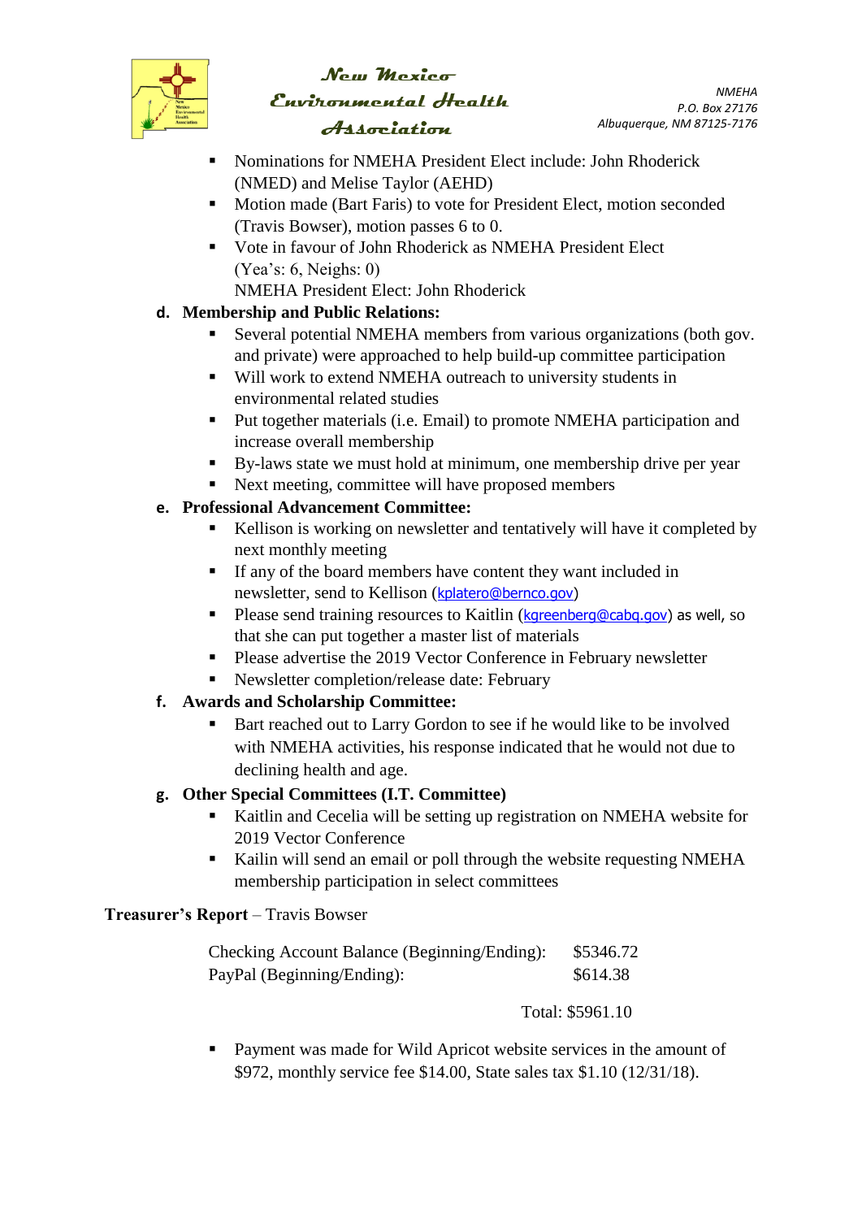- Nominations for NMEHA President Elect include: John Rhoderick (NMED) and Melise Taylor (AEHD)
- Motion made (Bart Faris) to vote for President Elect, motion seconded (Travis Bowser), motion passes 6 to 0.
- Vote in favour of John Rhoderick as NMEHA President Elect (Yea's: 6, Neighs: 0)
  NMEHA President Elect: John Rhoderick

**d. Membership and Public Relations:**

- Several potential NMEHA members from various organizations (both gov. and private) were approached to help build-up committee participation
- Will work to extend NMEHA outreach to university students in environmental related studies
- Put together materials (i.e. Email) to promote NMEHA participation and increase overall membership
- By-laws state we must hold at minimum, one membership drive per year
- Next meeting, committee will have proposed members

**e. Professional Advancement Committee:**

- Kellison is working on newsletter and tentatively will have it completed by next monthly meeting
- If any of the board members have content they want included in newsletter, send to Kellison (kplatero@bernco.gov)
- Please send training resources to Kaitlin (kgreenberg@cabq.gov) as well, so that she can put together a master list of materials
- Please advertise the 2019 Vector Conference in February newsletter
- Newsletter completion/release date: February

**f. Awards and Scholarship Committee:**

- Bart reached out to Larry Gordon to see if he would like to be involved with NMEHA activities, his response indicated that he would not due to declining health and age.

**g. Other Special Committees (I.T. Committee)**

- Kaitlin and Cecelia will be setting up registration on NMEHA website for 2019 Vector Conference
- Kailin will send an email or poll through the website requesting NMEHA membership participation in select committees

**Treasurer's Report** – Travis Bowser

| | |
|---|---|
| Checking Account Balance (Beginning/Ending): | $5346.72 |
| PayPal (Beginning/Ending): | $614.38 |

Total: $5961.10

- Payment was made for Wild Apricot website services in the amount of $972, monthly service fee $14.00, State sales tax $1.10 (12/31/18).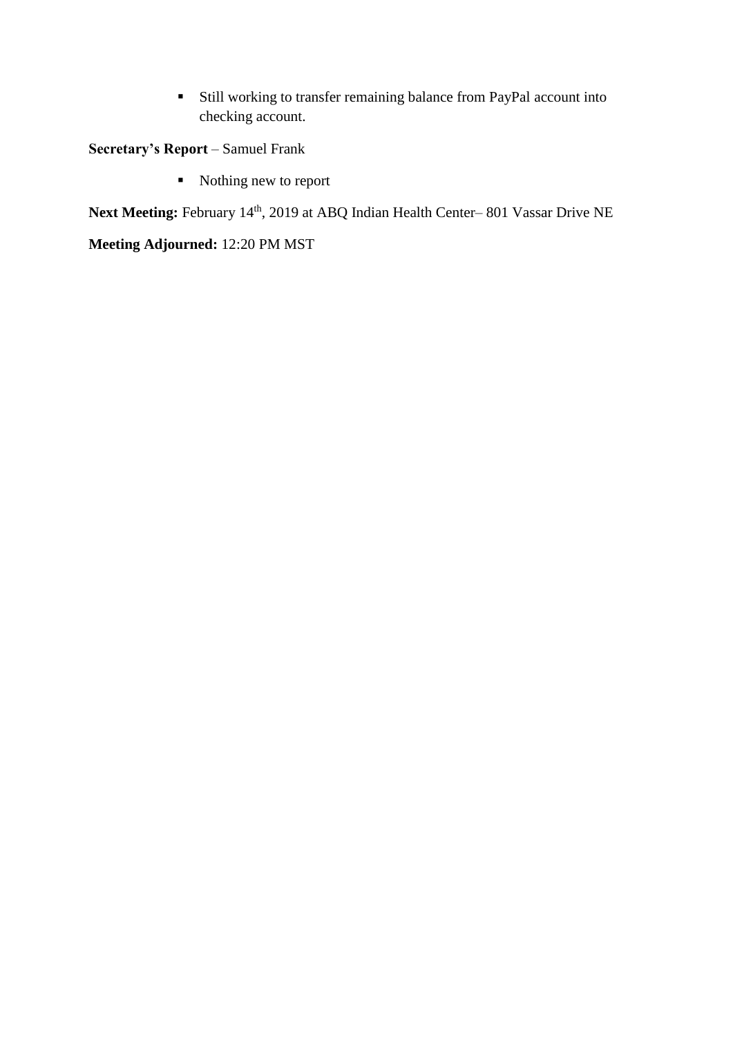- Still working to transfer remaining balance from PayPal account into checking account.

**Secretary's Report** – Samuel Frank

- Nothing new to report

**Next Meeting:** February 14th, 2019 at ABQ Indian Health Center– 801 Vassar Drive NE

**Meeting Adjourned:** 12:20 PM MST